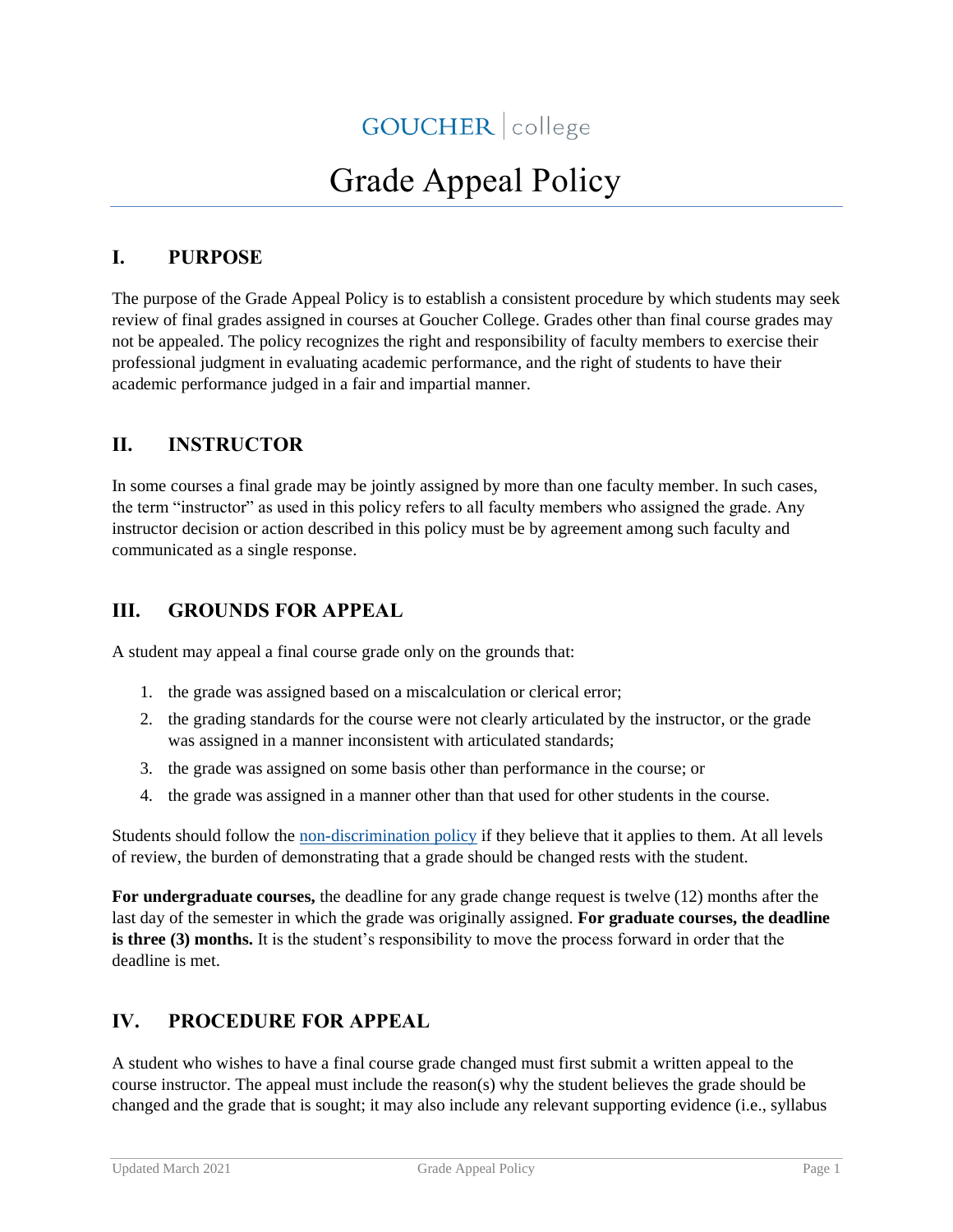GOUCHER | college

# Grade Appeal Policy

## I. PURPOSE

The purpose of the Grade Appeal Policy is to establish a consistent procedure by which students may seek review of final grades assigned in courses at Goucher College. Grades other than final course grades may not be appealed. The policy recognizes the right and responsibility of faculty members to exercise their professional judgment in evaluating academic performance, and the right of students to have their academic performance judged in a fair and impartial manner.

## II. INSTRUCTOR

In some courses a final grade may be jointly assigned by more than one faculty member. In such cases, the term "instructor" as used in this policy refers to all faculty members who assigned the grade. Any instructor decision or action described in this policy must be by agreement among such faculty and communicated as a single response.

## III. GROUNDS FOR APPEAL

A student may appeal a final course grade only on the grounds that:

1. the grade was assigned based on a miscalculation or clerical error;
2. the grading standards for the course were not clearly articulated by the instructor, or the grade was assigned in a manner inconsistent with articulated standards;
3. the grade was assigned on some basis other than performance in the course; or
4. the grade was assigned in a manner other than that used for other students in the course.

Students should follow the non-discrimination policy if they believe that it applies to them. At all levels of review, the burden of demonstrating that a grade should be changed rests with the student.

**For undergraduate courses,** the deadline for any grade change request is twelve (12) months after the last day of the semester in which the grade was originally assigned. **For graduate courses, the deadline is three (3) months.** It is the student's responsibility to move the process forward in order that the deadline is met.

## IV. PROCEDURE FOR APPEAL

A student who wishes to have a final course grade changed must first submit a written appeal to the course instructor. The appeal must include the reason(s) why the student believes the grade should be changed and the grade that is sought; it may also include any relevant supporting evidence (i.e., syllabus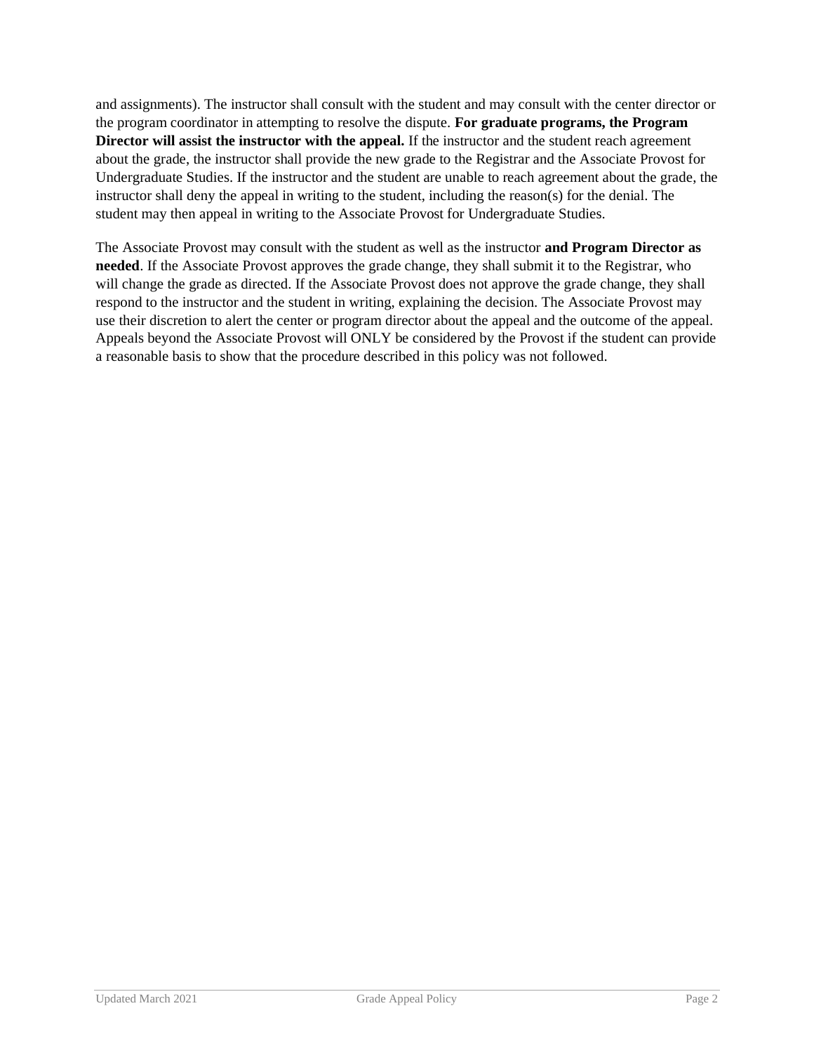and assignments). The instructor shall consult with the student and may consult with the center director or the program coordinator in attempting to resolve the dispute. **For graduate programs, the Program Director will assist the instructor with the appeal.** If the instructor and the student reach agreement about the grade, the instructor shall provide the new grade to the Registrar and the Associate Provost for Undergraduate Studies. If the instructor and the student are unable to reach agreement about the grade, the instructor shall deny the appeal in writing to the student, including the reason(s) for the denial. The student may then appeal in writing to the Associate Provost for Undergraduate Studies.

The Associate Provost may consult with the student as well as the instructor **and Program Director as needed**. If the Associate Provost approves the grade change, they shall submit it to the Registrar, who will change the grade as directed. If the Associate Provost does not approve the grade change, they shall respond to the instructor and the student in writing, explaining the decision. The Associate Provost may use their discretion to alert the center or program director about the appeal and the outcome of the appeal. Appeals beyond the Associate Provost will ONLY be considered by the Provost if the student can provide a reasonable basis to show that the procedure described in this policy was not followed.